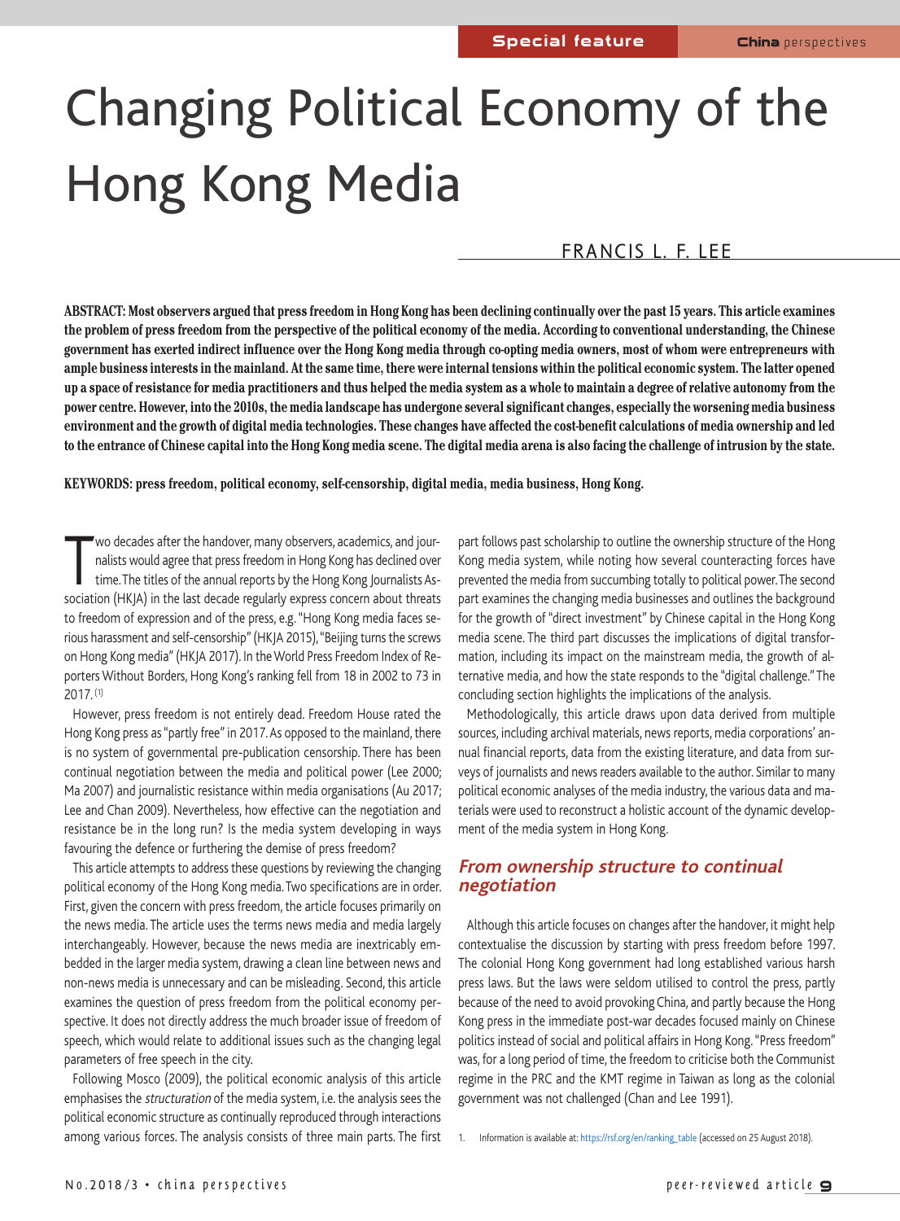# Changing Political Economy of the Hong Kong Media

FRANCIS L. F. LEE

**ABSTRACT: Most observers argued that press freedom in Hong Kong has been declining continually over the past 15 years. This article examines the problem of press freedom from the perspective of the political economy of the media. According to conventional understanding, the Chinese government has exerted indirect influence over the Hong Kong media through co-opting media owners, most of whom were entrepreneurs with ample business interests in the mainland. At the same time, there were internal tensions within the political economic system. The latter opened up a space of resistance for media practitioners and thus helped the media system as a whole to maintain a degree of relative autonomy from the power centre. However, into the 2010s, the media landscape has undergone several significant changes, especially the worsening media business environment and the growth of digital media technologies. These changes have affected the cost-benefit calculations of media ownership and led to the entrance of Chinese capital into the Hong Kong media scene. The digital media arena is also facing the challenge of intrusion by the state.**

**KEYWORDS: press freedom, political economy, self-censorship, digital media, media business, Hong Kong.**

Two decades after the handover, many observers, academics, and journalists would agree that press freedom in Hong Kong has declined over time. The titles of the annual reports by the Hong Kong Journalists Association (HKJA) in the last decade regularly express concern about threats to freedom of expression and of the press, e.g. "Hong Kong media faces serious harassment and self-censorship" (HKJA 2015), "Beijing turns the screws on Hong Kong media" (HKJA 2017). In the World Press Freedom Index of Reporters Without Borders, Hong Kong's ranking fell from 18 in 2002 to 73 in 2017.[1]

However, press freedom is not entirely dead. Freedom House rated the Hong Kong press as "partly free" in 2017. As opposed to the mainland, there is no system of governmental pre-publication censorship. There has been continual negotiation between the media and political power (Lee 2000; Ma 2007) and journalistic resistance within media organisations (Au 2017; Lee and Chan 2009). Nevertheless, how effective can the negotiation and resistance be in the long run? Is the media system developing in ways favouring the defence or furthering the demise of press freedom?

This article attempts to address these questions by reviewing the changing political economy of the Hong Kong media. Two specifications are in order. First, given the concern with press freedom, the article focuses primarily on the news media. The article uses the terms news media and media largely interchangeably. However, because the news media are inextricably embedded in the larger media system, drawing a clean line between news and non-news media is unnecessary and can be misleading. Second, this article examines the question of press freedom from the political economy perspective. It does not directly address the much broader issue of freedom of speech, which would relate to additional issues such as the changing legal parameters of free speech in the city.

Following Mosco (2009), the political economic analysis of this article emphasises the *structuration* of the media system, i.e. the analysis sees the political economic structure as continually reproduced through interactions among various forces. The analysis consists of three main parts. The first part follows past scholarship to outline the ownership structure of the Hong Kong media system, while noting how several counteracting forces have prevented the media from succumbing totally to political power. The second part examines the changing media businesses and outlines the background for the growth of "direct investment" by Chinese capital in the Hong Kong media scene. The third part discusses the implications of digital transformation, including its impact on the mainstream media, the growth of alternative media, and how the state responds to the "digital challenge." The concluding section highlights the implications of the analysis.

Methodologically, this article draws upon data derived from multiple sources, including archival materials, news reports, media corporations' annual financial reports, data from the existing literature, and data from surveys of journalists and news readers available to the author. Similar to many political economic analyses of the media industry, the various data and materials were used to reconstruct a holistic account of the dynamic development of the media system in Hong Kong.

## From ownership structure to continual negotiation

Although this article focuses on changes after the handover, it might help contextualise the discussion by starting with press freedom before 1997. The colonial Hong Kong government had long established various harsh press laws. But the laws were seldom utilised to control the press, partly because of the need to avoid provoking China, and partly because the Hong Kong press in the immediate post-war decades focused mainly on Chinese politics instead of social and political affairs in Hong Kong. "Press freedom" was, for a long period of time, the freedom to criticise both the Communist regime in the PRC and the KMT regime in Taiwan as long as the colonial government was not challenged (Chan and Lee 1991).

1. Information is available at: https://rsf.org/en/ranking_table (accessed on 25 August 2018).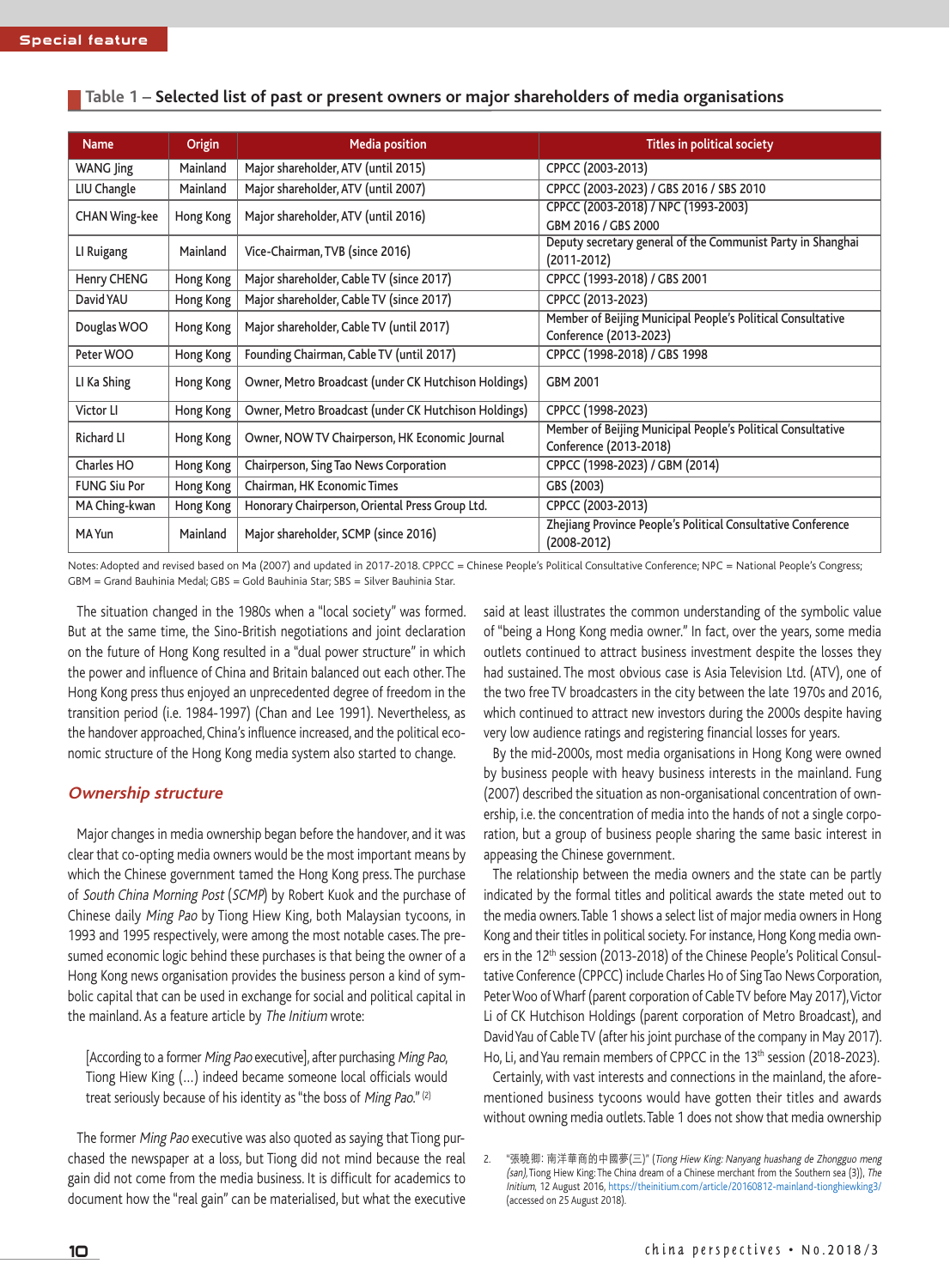### Table 1 – Selected list of past or present owners or major shareholders of media organisations

| Name | Origin | Media position | Titles in political society |
|---|---|---|---|
| WANG Jing | Mainland | Major shareholder, ATV (until 2015) | CPPCC (2003-2013) |
| LIU Changle | Mainland | Major shareholder, ATV (until 2007) | CPPCC (2003-2023) / GBS 2016 / SBS 2010 |
| CHAN Wing-kee | Hong Kong | Major shareholder, ATV (until 2016) | CPPCC (2003-2018) / NPC (1993-2003) GBM 2016 / GBS 2000 |
| LI Ruigang | Mainland | Vice-Chairman, TVB (since 2016) | Deputy secretary general of the Communist Party in Shanghai (2011-2012) |
| Henry CHENG | Hong Kong | Major shareholder, Cable TV (since 2017) | CPPCC (1993-2018) / GBS 2001 |
| David YAU | Hong Kong | Major shareholder, Cable TV (since 2017) | CPPCC (2013-2023) |
| Douglas WOO | Hong Kong | Major shareholder, Cable TV (until 2017) | Member of Beijing Municipal People's Political Consultative Conference (2013-2023) |
| Peter WOO | Hong Kong | Founding Chairman, Cable TV (until 2017) | CPPCC (1998-2018) / GBS 1998 |
| LI Ka Shing | Hong Kong | Owner, Metro Broadcast (under CK Hutchison Holdings) | GBM 2001 |
| Victor LI | Hong Kong | Owner, Metro Broadcast (under CK Hutchison Holdings) | CPPCC (1998-2023) |
| Richard LI | Hong Kong | Owner, NOW TV Chairperson, HK Economic Journal | Member of Beijing Municipal People's Political Consultative Conference (2013-2018) |
| Charles HO | Hong Kong | Chairperson, Sing Tao News Corporation | CPPCC (1998-2023) / GBM (2014) |
| FUNG Siu Por | Hong Kong | Chairman, HK Economic Times | GBS (2003) |
| MA Ching-kwan | Hong Kong | Honorary Chairperson, Oriental Press Group Ltd. | CPPCC (2003-2013) |
| MA Yun | Mainland | Major shareholder, SCMP (since 2016) | Zhejiang Province People's Political Consultative Conference (2008-2012) |

Notes: Adopted and revised based on Ma (2007) and updated in 2017-2018. CPPCC = Chinese People's Political Consultative Conference; NPC = National People's Congress; GBM = Grand Bauhinia Medal; GBS = Gold Bauhinia Star; SBS = Silver Bauhinia Star.

The situation changed in the 1980s when a "local society" was formed. But at the same time, the Sino-British negotiations and joint declaration on the future of Hong Kong resulted in a "dual power structure" in which the power and influence of China and Britain balanced out each other. The Hong Kong press thus enjoyed an unprecedented degree of freedom in the transition period (i.e. 1984-1997) (Chan and Lee 1991). Nevertheless, as the handover approached, China's influence increased, and the political economic structure of the Hong Kong media system also started to change.

## Ownership structure

Major changes in media ownership began before the handover, and it was clear that co-opting media owners would be the most important means by which the Chinese government tamed the Hong Kong press. The purchase of *South China Morning Post* (*SCMP*) by Robert Kuok and the purchase of Chinese daily *Ming Pao* by Tiong Hiew King, both Malaysian tycoons, in 1993 and 1995 respectively, were among the most notable cases. The presumed economic logic behind these purchases is that being the owner of a Hong Kong news organisation provides the business person a kind of symbolic capital that can be used in exchange for social and political capital in the mainland. As a feature article by *The Initium* wrote:

> [According to a former *Ming Pao* executive], after purchasing *Ming Pao*, Tiong Hiew King (…) indeed became someone local officials would treat seriously because of his identity as "the boss of *Ming Pao*." [2]

The former *Ming Pao* executive was also quoted as saying that Tiong purchased the newspaper at a loss, but Tiong did not mind because the real gain did not come from the media business. It is difficult for academics to document how the "real gain" can be materialised, but what the executive said at least illustrates the common understanding of the symbolic value of "being a Hong Kong media owner." In fact, over the years, some media outlets continued to attract business investment despite the losses they had sustained. The most obvious case is Asia Television Ltd. (ATV), one of the two free TV broadcasters in the city between the late 1970s and 2016, which continued to attract new investors during the 2000s despite having very low audience ratings and registering financial losses for years.

By the mid-2000s, most media organisations in Hong Kong were owned by business people with heavy business interests in the mainland. Fung (2007) described the situation as non-organisational concentration of ownership, i.e. the concentration of media into the hands of not a single corporation, but a group of business people sharing the same basic interest in appeasing the Chinese government.

The relationship between the media owners and the state can be partly indicated by the formal titles and political awards the state meted out to the media owners. Table 1 shows a select list of major media owners in Hong Kong and their titles in political society. For instance, Hong Kong media owners in the 12th session (2013-2018) of the Chinese People's Political Consultative Conference (CPPCC) include Charles Ho of Sing Tao News Corporation, Peter Woo of Wharf (parent corporation of Cable TV before May 2017), Victor Li of CK Hutchison Holdings (parent corporation of Metro Broadcast), and David Yau of Cable TV (after his joint purchase of the company in May 2017). Ho, Li, and Yau remain members of CPPCC in the 13th session (2018-2023).

Certainly, with vast interests and connections in the mainland, the aforementioned business tycoons would have gotten their titles and awards without owning media outlets. Table 1 does not show that media ownership

2. "張曉卿: 南洋華商的中國夢(三)" (*Tiong Hiew King: Nanyang huashang de Zhongguo meng (san)*, Tiong Hiew King: The China dream of a Chinese merchant from the Southern sea (3)), *The Initium*, 12 August 2016, https://theinitium.com/article/20160812-mainland-tionghiewking3/ (accessed on 25 August 2018).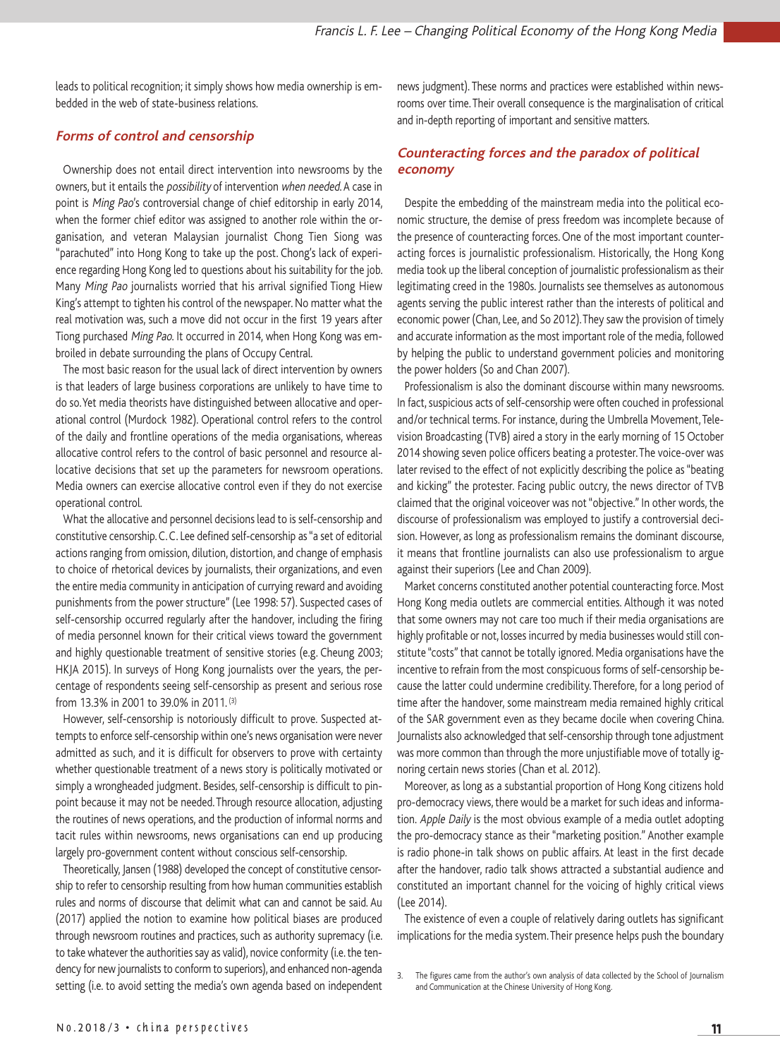leads to political recognition; it simply shows how media ownership is embedded in the web of state-business relations.

## Forms of control and censorship

Ownership does not entail direct intervention into newsrooms by the owners, but it entails the *possibility* of intervention *when needed.* A case in point is *Ming Pao*'s controversial change of chief editorship in early 2014, when the former chief editor was assigned to another role within the organisation, and veteran Malaysian journalist Chong Tien Siong was "parachuted" into Hong Kong to take up the post. Chong's lack of experience regarding Hong Kong led to questions about his suitability for the job. Many *Ming Pao* journalists worried that his arrival signified Tiong Hiew King's attempt to tighten his control of the newspaper. No matter what the real motivation was, such a move did not occur in the first 19 years after Tiong purchased *Ming Pao.* It occurred in 2014, when Hong Kong was embroiled in debate surrounding the plans of Occupy Central.

The most basic reason for the usual lack of direct intervention by owners is that leaders of large business corporations are unlikely to have time to do so. Yet media theorists have distinguished between allocative and operational control (Murdock 1982). Operational control refers to the control of the daily and frontline operations of the media organisations, whereas allocative control refers to the control of basic personnel and resource allocative decisions that set up the parameters for newsroom operations. Media owners can exercise allocative control even if they do not exercise operational control.

What the allocative and personnel decisions lead to is self-censorship and constitutive censorship. C. C. Lee defined self-censorship as "a set of editorial actions ranging from omission, dilution, distortion, and change of emphasis to choice of rhetorical devices by journalists, their organizations, and even the entire media community in anticipation of currying reward and avoiding punishments from the power structure" (Lee 1998: 57). Suspected cases of self-censorship occurred regularly after the handover, including the firing of media personnel known for their critical views toward the government and highly questionable treatment of sensitive stories (e.g. Cheung 2003; HKJA 2015). In surveys of Hong Kong journalists over the years, the percentage of respondents seeing self-censorship as present and serious rose from 13.3% in 2001 to 39.0% in 2011.[3]

However, self-censorship is notoriously difficult to prove. Suspected attempts to enforce self-censorship within one's news organisation were never admitted as such, and it is difficult for observers to prove with certainty whether questionable treatment of a news story is politically motivated or simply a wrongheaded judgment. Besides, self-censorship is difficult to pinpoint because it may not be needed. Through resource allocation, adjusting the routines of news operations, and the production of informal norms and tacit rules within newsrooms, news organisations can end up producing largely pro-government content without conscious self-censorship.

Theoretically, Jansen (1988) developed the concept of constitutive censorship to refer to censorship resulting from how human communities establish rules and norms of discourse that delimit what can and cannot be said. Au (2017) applied the notion to examine how political biases are produced through newsroom routines and practices, such as authority supremacy (i.e. to take whatever the authorities say as valid), novice conformity (i.e. the tendency for new journalists to conform to superiors), and enhanced non-agenda setting (i.e. to avoid setting the media's own agenda based on independent news judgment). These norms and practices were established within newsrooms over time. Their overall consequence is the marginalisation of critical and in-depth reporting of important and sensitive matters.

## Counteracting forces and the paradox of political economy

Despite the embedding of the mainstream media into the political economic structure, the demise of press freedom was incomplete because of the presence of counteracting forces. One of the most important counteracting forces is journalistic professionalism. Historically, the Hong Kong media took up the liberal conception of journalistic professionalism as their legitimating creed in the 1980s. Journalists see themselves as autonomous agents serving the public interest rather than the interests of political and economic power (Chan, Lee, and So 2012). They saw the provision of timely and accurate information as the most important role of the media, followed by helping the public to understand government policies and monitoring the power holders (So and Chan 2007).

Professionalism is also the dominant discourse within many newsrooms. In fact, suspicious acts of self-censorship were often couched in professional and/or technical terms. For instance, during the Umbrella Movement, Television Broadcasting (TVB) aired a story in the early morning of 15 October 2014 showing seven police officers beating a protester. The voice-over was later revised to the effect of not explicitly describing the police as "beating and kicking" the protester. Facing public outcry, the news director of TVB claimed that the original voiceover was not "objective." In other words, the discourse of professionalism was employed to justify a controversial decision. However, as long as professionalism remains the dominant discourse, it means that frontline journalists can also use professionalism to argue against their superiors (Lee and Chan 2009).

Market concerns constituted another potential counteracting force. Most Hong Kong media outlets are commercial entities. Although it was noted that some owners may not care too much if their media organisations are highly profitable or not, losses incurred by media businesses would still constitute "costs" that cannot be totally ignored. Media organisations have the incentive to refrain from the most conspicuous forms of self-censorship because the latter could undermine credibility. Therefore, for a long period of time after the handover, some mainstream media remained highly critical of the SAR government even as they became docile when covering China. Journalists also acknowledged that self-censorship through tone adjustment was more common than through the more unjustifiable move of totally ignoring certain news stories (Chan et al. 2012).

Moreover, as long as a substantial proportion of Hong Kong citizens hold pro-democracy views, there would be a market for such ideas and information. *Apple Daily* is the most obvious example of a media outlet adopting the pro-democracy stance as their "marketing position." Another example is radio phone-in talk shows on public affairs. At least in the first decade after the handover, radio talk shows attracted a substantial audience and constituted an important channel for the voicing of highly critical views (Lee 2014).

The existence of even a couple of relatively daring outlets has significant implications for the media system. Their presence helps push the boundary

3. The figures came from the author's own analysis of data collected by the School of Journalism and Communication at the Chinese University of Hong Kong.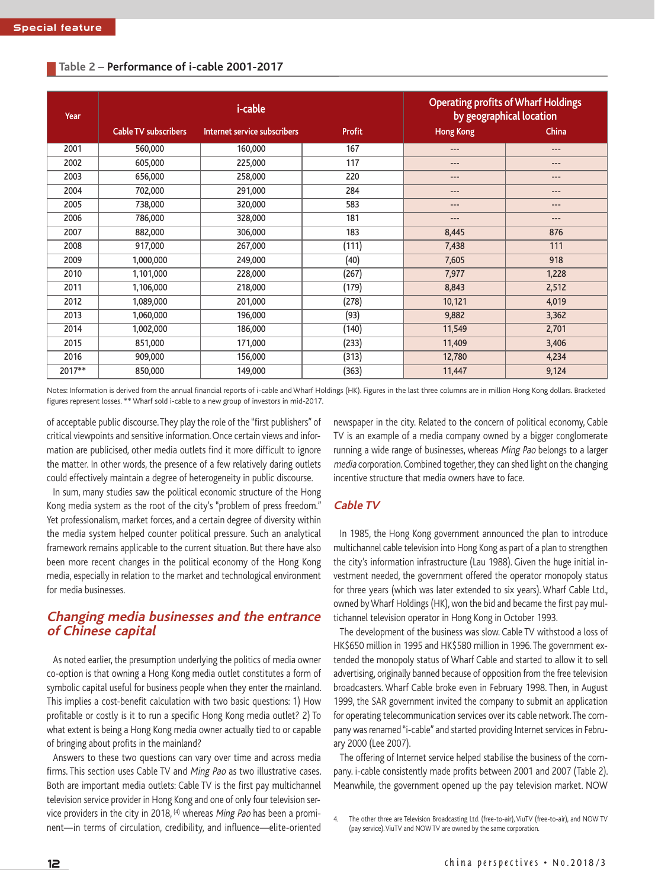Special feature

### Table 2 – Performance of i-cable 2001-2017

| Year | i-cable | | | Operating profits of Wharf Holdings by geographical location | |
|---|---|---|---|---|---|
| | Cable TV subscribers | Internet service subscribers | Profit | Hong Kong | China |
| 2001 | 560,000 | 160,000 | 167 | --- | --- |
| 2002 | 605,000 | 225,000 | 117 | --- | --- |
| 2003 | 656,000 | 258,000 | 220 | --- | --- |
| 2004 | 702,000 | 291,000 | 284 | --- | --- |
| 2005 | 738,000 | 320,000 | 583 | --- | --- |
| 2006 | 786,000 | 328,000 | 181 | --- | --- |
| 2007 | 882,000 | 306,000 | 183 | 8,445 | 876 |
| 2008 | 917,000 | 267,000 | (111) | 7,438 | 111 |
| 2009 | 1,000,000 | 249,000 | (40) | 7,605 | 918 |
| 2010 | 1,101,000 | 228,000 | (267) | 7,977 | 1,228 |
| 2011 | 1,106,000 | 218,000 | (179) | 8,843 | 2,512 |
| 2012 | 1,089,000 | 201,000 | (278) | 10,121 | 4,019 |
| 2013 | 1,060,000 | 196,000 | (93) | 9,882 | 3,362 |
| 2014 | 1,002,000 | 186,000 | (140) | 11,549 | 2,701 |
| 2015 | 851,000 | 171,000 | (233) | 11,409 | 3,406 |
| 2016 | 909,000 | 156,000 | (313) | 12,780 | 4,234 |
| 2017** | 850,000 | 149,000 | (363) | 11,447 | 9,124 |

Notes: Information is derived from the annual financial reports of i-cable and Wharf Holdings (HK). Figures in the last three columns are in million Hong Kong dollars. Bracketed figures represent losses. ** Wharf sold i-cable to a new group of investors in mid-2017.

of acceptable public discourse. They play the role of the "first publishers" of critical viewpoints and sensitive information. Once certain views and information are publicised, other media outlets find it more difficult to ignore the matter. In other words, the presence of a few relatively daring outlets could effectively maintain a degree of heterogeneity in public discourse.

In sum, many studies saw the political economic structure of the Hong Kong media system as the root of the city's "problem of press freedom." Yet professionalism, market forces, and a certain degree of diversity within the media system helped counter political pressure. Such an analytical framework remains applicable to the current situation. But there have also been more recent changes in the political economy of the Hong Kong media, especially in relation to the market and technological environment for media businesses.

## Changing media businesses and the entrance of Chinese capital

As noted earlier, the presumption underlying the politics of media owner co-option is that owning a Hong Kong media outlet constitutes a form of symbolic capital useful for business people when they enter the mainland. This implies a cost-benefit calculation with two basic questions: 1) How profitable or costly is it to run a specific Hong Kong media outlet? 2) To what extent is being a Hong Kong media owner actually tied to or capable of bringing about profits in the mainland?

Answers to these two questions can vary over time and across media firms. This section uses Cable TV and *Ming Pao* as two illustrative cases. Both are important media outlets: Cable TV is the first pay multichannel television service provider in Hong Kong and one of only four television service providers in the city in 2018,[4] whereas *Ming Pao* has been a prominent—in terms of circulation, credibility, and influence—elite-oriented newspaper in the city. Related to the concern of political economy, Cable TV is an example of a media company owned by a bigger conglomerate running a wide range of businesses, whereas *Ming Pao* belongs to a larger *media* corporation. Combined together, they can shed light on the changing incentive structure that media owners have to face.

### Cable TV

In 1985, the Hong Kong government announced the plan to introduce multichannel cable television into Hong Kong as part of a plan to strengthen the city's information infrastructure (Lau 1988). Given the huge initial investment needed, the government offered the operator monopoly status for three years (which was later extended to six years). Wharf Cable Ltd., owned by Wharf Holdings (HK), won the bid and became the first pay multichannel television operator in Hong Kong in October 1993.

The development of the business was slow. Cable TV withstood a loss of HK$650 million in 1995 and HK$580 million in 1996. The government extended the monopoly status of Wharf Cable and started to allow it to sell advertising, originally banned because of opposition from the free television broadcasters. Wharf Cable broke even in February 1998. Then, in August 1999, the SAR government invited the company to submit an application for operating telecommunication services over its cable network. The company was renamed "i-cable" and started providing Internet services in February 2000 (Lee 2007).

The offering of Internet service helped stabilise the business of the company. i-cable consistently made profits between 2001 and 2007 (Table 2). Meanwhile, the government opened up the pay television market. NOW

4. The other three are Television Broadcasting Ltd. (free-to-air), ViuTV (free-to-air), and NOW TV (pay service). ViuTV and NOW TV are owned by the same corporation.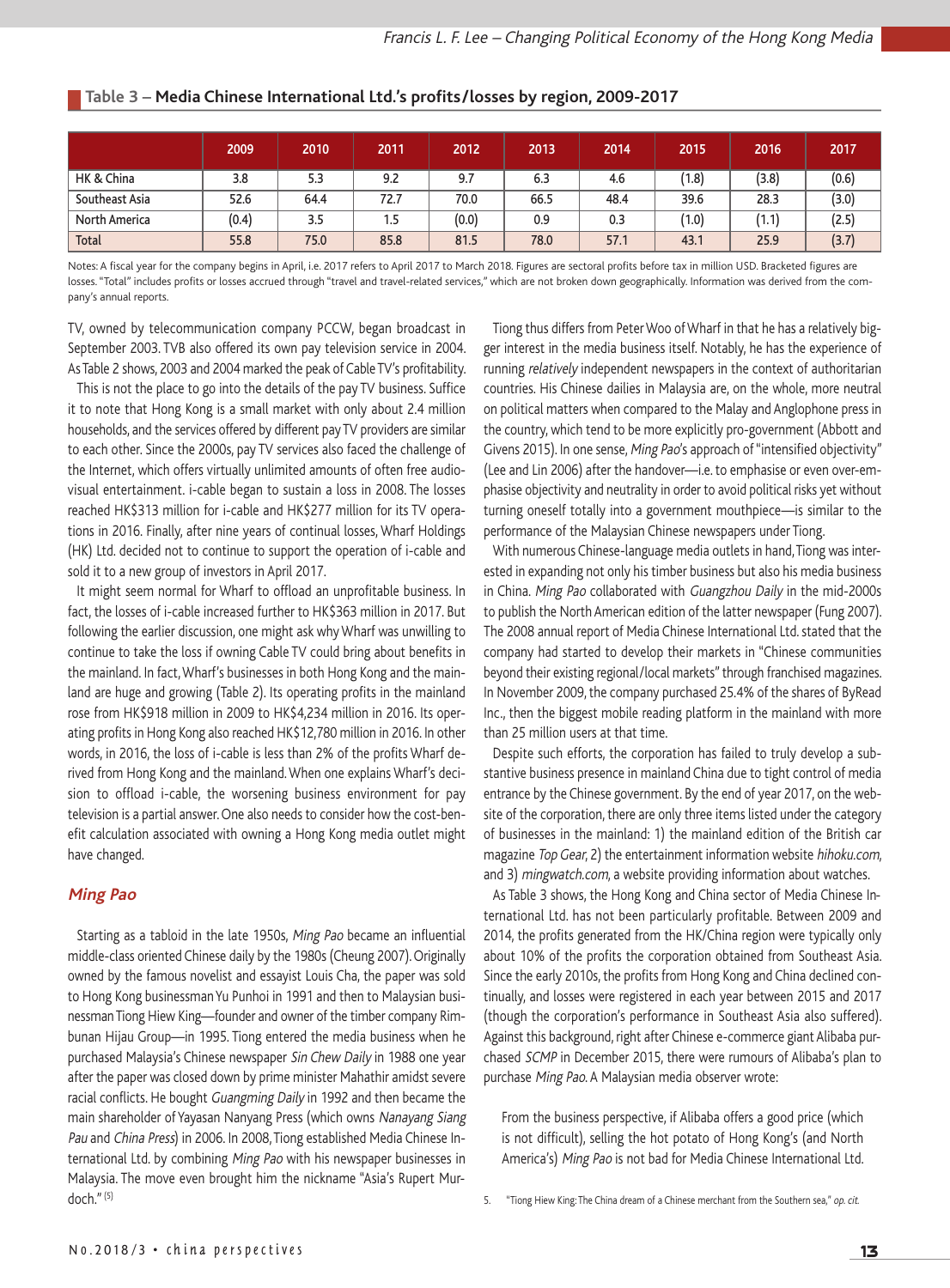**Table 3 – Media Chinese International Ltd.'s profits/losses by region, 2009-2017**

| | 2009 | 2010 | 2011 | 2012 | 2013 | 2014 | 2015 | 2016 | 2017 |
|---|---|---|---|---|---|---|---|---|---|
| HK & China | 3.8 | 5.3 | 9.2 | 9.7 | 6.3 | 4.6 | (1.8) | (3.8) | (0.6) |
| Southeast Asia | 52.6 | 64.4 | 72.7 | 70.0 | 66.5 | 48.4 | 39.6 | 28.3 | (3.0) |
| North America | (0.4) | 3.5 | 1.5 | (0.0) | 0.9 | 0.3 | (1.0) | (1.1) | (2.5) |
| Total | 55.8 | 75.0 | 85.8 | 81.5 | 78.0 | 57.1 | 43.1 | 25.9 | (3.7) |

Notes: A fiscal year for the company begins in April, i.e. 2017 refers to April 2017 to March 2018. Figures are sectoral profits before tax in million USD. Bracketed figures are losses. "Total" includes profits or losses accrued through "travel and travel-related services," which are not broken down geographically. Information was derived from the company's annual reports.

TV, owned by telecommunication company PCCW, began broadcast in September 2003. TVB also offered its own pay television service in 2004. As Table 2 shows, 2003 and 2004 marked the peak of Cable TV's profitability.

This is not the place to go into the details of the pay TV business. Suffice it to note that Hong Kong is a small market with only about 2.4 million households, and the services offered by different pay TV providers are similar to each other. Since the 2000s, pay TV services also faced the challenge of the Internet, which offers virtually unlimited amounts of often free audio-visual entertainment. i-cable began to sustain a loss in 2008. The losses reached HK$313 million for i-cable and HK$277 million for its TV operations in 2016. Finally, after nine years of continual losses, Wharf Holdings (HK) Ltd. decided not to continue to support the operation of i-cable and sold it to a new group of investors in April 2017.

It might seem normal for Wharf to offload an unprofitable business. In fact, the losses of i-cable increased further to HK$363 million in 2017. But following the earlier discussion, one might ask why Wharf was unwilling to continue to take the loss if owning Cable TV could bring about benefits in the mainland. In fact, Wharf's businesses in both Hong Kong and the mainland are huge and growing (Table 2). Its operating profits in the mainland rose from HK$918 million in 2009 to HK$4,234 million in 2016. Its operating profits in Hong Kong also reached HK$12,780 million in 2016. In other words, in 2016, the loss of i-cable is less than 2% of the profits Wharf derived from Hong Kong and the mainland. When one explains Wharf's decision to offload i-cable, the worsening business environment for pay television is a partial answer. One also needs to consider how the cost-benefit calculation associated with owning a Hong Kong media outlet might have changed.

## *Ming Pao*

Starting as a tabloid in the late 1950s, *Ming Pao* became an influential middle-class oriented Chinese daily by the 1980s (Cheung 2007). Originally owned by the famous novelist and essayist Louis Cha, the paper was sold to Hong Kong businessman Yu Punhoi in 1991 and then to Malaysian businessman Tiong Hiew King—founder and owner of the timber company Rimbunan Hijau Group—in 1995. Tiong entered the media business when he purchased Malaysia's Chinese newspaper *Sin Chew Daily* in 1988 one year after the paper was closed down by prime minister Mahathir amidst severe racial conflicts. He bought *Guangming Daily* in 1992 and then became the main shareholder of Yayasan Nanyang Press (which owns *Nanayang Siang Pau* and *China Press*) in 2006. In 2008, Tiong established Media Chinese International Ltd. by combining *Ming Pao* with his newspaper businesses in Malaysia. The move even brought him the nickname "Asia's Rupert Murdoch."[5]

Tiong thus differs from Peter Woo of Wharf in that he has a relatively bigger interest in the media business itself. Notably, he has the experience of running *relatively* independent newspapers in the context of authoritarian countries. His Chinese dailies in Malaysia are, on the whole, more neutral on political matters when compared to the Malay and Anglophone press in the country, which tend to be more explicitly pro-government (Abbott and Givens 2015). In one sense, *Ming Pao*'s approach of "intensified objectivity" (Lee and Lin 2006) after the handover—i.e. to emphasise or even over-emphasise objectivity and neutrality in order to avoid political risks yet without turning oneself totally into a government mouthpiece—is similar to the performance of the Malaysian Chinese newspapers under Tiong.

With numerous Chinese-language media outlets in hand, Tiong was interested in expanding not only his timber business but also his media business in China. *Ming Pao* collaborated with *Guangzhou Daily* in the mid-2000s to publish the North American edition of the latter newspaper (Fung 2007). The 2008 annual report of Media Chinese International Ltd. stated that the company had started to develop their markets in "Chinese communities beyond their existing regional/local markets" through franchised magazines. In November 2009, the company purchased 25.4% of the shares of ByRead Inc., then the biggest mobile reading platform in the mainland with more than 25 million users at that time.

Despite such efforts, the corporation has failed to truly develop a substantive business presence in mainland China due to tight control of media entrance by the Chinese government. By the end of year 2017, on the website of the corporation, there are only three items listed under the category of businesses in the mainland: 1) the mainland edition of the British car magazine *Top Gear*, 2) the entertainment information website *hihoku.com*, and 3) *mingwatch.com*, a website providing information about watches.

As Table 3 shows, the Hong Kong and China sector of Media Chinese International Ltd. has not been particularly profitable. Between 2009 and 2014, the profits generated from the HK/China region were typically only about 10% of the profits the corporation obtained from Southeast Asia. Since the early 2010s, the profits from Hong Kong and China declined continually, and losses were registered in each year between 2015 and 2017 (though the corporation's performance in Southeast Asia also suffered). Against this background, right after Chinese e-commerce giant Alibaba purchased *SCMP* in December 2015, there were rumours of Alibaba's plan to purchase *Ming Pao*. A Malaysian media observer wrote:

> From the business perspective, if Alibaba offers a good price (which is not difficult), selling the hot potato of Hong Kong's (and North America's) *Ming Pao* is not bad for Media Chinese International Ltd.

5. "Tiong Hiew King: The China dream of a Chinese merchant from the Southern sea," *op. cit.*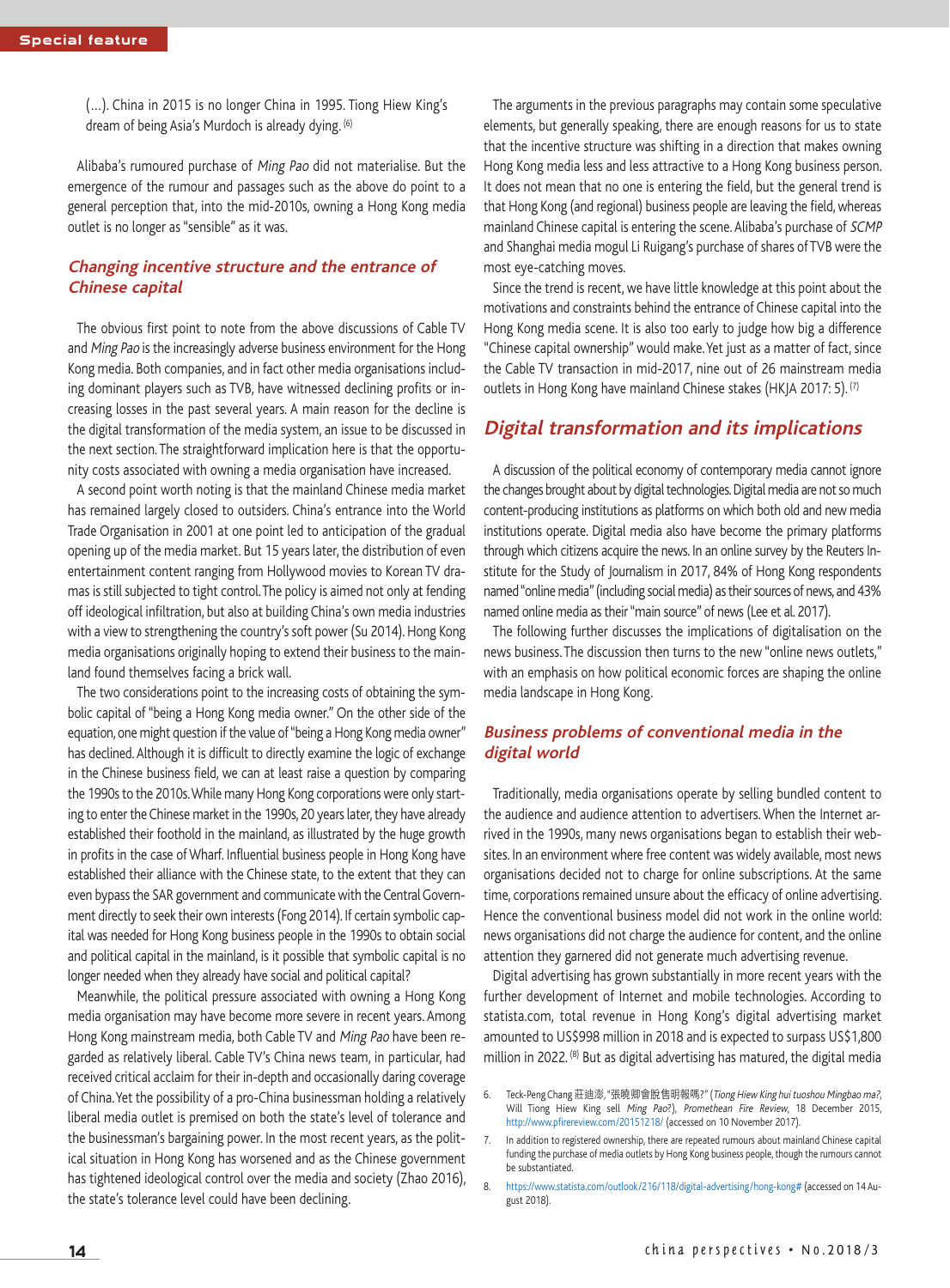(…). China in 2015 is no longer China in 1995. Tiong Hiew King's dream of being Asia's Murdoch is already dying. [6]

Alibaba's rumoured purchase of *Ming Pao* did not materialise. But the emergence of the rumour and passages such as the above do point to a general perception that, into the mid-2010s, owning a Hong Kong media outlet is no longer as "sensible" as it was.

### Changing incentive structure and the entrance of Chinese capital

The obvious first point to note from the above discussions of Cable TV and *Ming Pao* is the increasingly adverse business environment for the Hong Kong media. Both companies, and in fact other media organisations including dominant players such as TVB, have witnessed declining profits or increasing losses in the past several years. A main reason for the decline is the digital transformation of the media system, an issue to be discussed in the next section. The straightforward implication here is that the opportunity costs associated with owning a media organisation have increased.

A second point worth noting is that the mainland Chinese media market has remained largely closed to outsiders. China's entrance into the World Trade Organisation in 2001 at one point led to anticipation of the gradual opening up of the media market. But 15 years later, the distribution of even entertainment content ranging from Hollywood movies to Korean TV dramas is still subjected to tight control. The policy is aimed not only at fending off ideological infiltration, but also at building China's own media industries with a view to strengthening the country's soft power (Su 2014). Hong Kong media organisations originally hoping to extend their business to the mainland found themselves facing a brick wall.

The two considerations point to the increasing costs of obtaining the symbolic capital of "being a Hong Kong media owner." On the other side of the equation, one might question if the value of "being a Hong Kong media owner" has declined. Although it is difficult to directly examine the logic of exchange in the Chinese business field, we can at least raise a question by comparing the 1990s to the 2010s. While many Hong Kong corporations were only starting to enter the Chinese market in the 1990s, 20 years later, they have already established their foothold in the mainland, as illustrated by the huge growth in profits in the case of Wharf. Influential business people in Hong Kong have established their alliance with the Chinese state, to the extent that they can even bypass the SAR government and communicate with the Central Government directly to seek their own interests (Fong 2014). If certain symbolic capital was needed for Hong Kong business people in the 1990s to obtain social and political capital in the mainland, is it possible that symbolic capital is no longer needed when they already have social and political capital?

Meanwhile, the political pressure associated with owning a Hong Kong media organisation may have become more severe in recent years. Among Hong Kong mainstream media, both Cable TV and *Ming Pao* have been regarded as relatively liberal. Cable TV's China news team, in particular, had received critical acclaim for their in-depth and occasionally daring coverage of China. Yet the possibility of a pro-China businessman holding a relatively liberal media outlet is premised on both the state's level of tolerance and the businessman's bargaining power. In the most recent years, as the political situation in Hong Kong has worsened and as the Chinese government has tightened ideological control over the media and society (Zhao 2016), the state's tolerance level could have been declining.

The arguments in the previous paragraphs may contain some speculative elements, but generally speaking, there are enough reasons for us to state that the incentive structure was shifting in a direction that makes owning Hong Kong media less and less attractive to a Hong Kong business person. It does not mean that no one is entering the field, but the general trend is that Hong Kong (and regional) business people are leaving the field, whereas mainland Chinese capital is entering the scene. Alibaba's purchase of *SCMP* and Shanghai media mogul Li Ruigang's purchase of shares of TVB were the most eye-catching moves.

Since the trend is recent, we have little knowledge at this point about the motivations and constraints behind the entrance of Chinese capital into the Hong Kong media scene. It is also too early to judge how big a difference "Chinese capital ownership" would make. Yet just as a matter of fact, since the Cable TV transaction in mid-2017, nine out of 26 mainstream media outlets in Hong Kong have mainland Chinese stakes (HKJA 2017: 5). [7]

## Digital transformation and its implications

A discussion of the political economy of contemporary media cannot ignore the changes brought about by digital technologies. Digital media are not so much content-producing institutions as platforms on which both old and new media institutions operate. Digital media also have become the primary platforms through which citizens acquire the news. In an online survey by the Reuters Institute for the Study of Journalism in 2017, 84% of Hong Kong respondents named "online media" (including social media) as their sources of news, and 43% named online media as their "main source" of news (Lee et al. 2017).

The following further discusses the implications of digitalisation on the news business. The discussion then turns to the new "online news outlets," with an emphasis on how political economic forces are shaping the online media landscape in Hong Kong.

### Business problems of conventional media in the digital world

Traditionally, media organisations operate by selling bundled content to the audience and audience attention to advertisers. When the Internet arrived in the 1990s, many news organisations began to establish their websites. In an environment where free content was widely available, most news organisations decided not to charge for online subscriptions. At the same time, corporations remained unsure about the efficacy of online advertising. Hence the conventional business model did not work in the online world: news organisations did not charge the audience for content, and the online attention they garnered did not generate much advertising revenue.

Digital advertising has grown substantially in more recent years with the further development of Internet and mobile technologies. According to statista.com, total revenue in Hong Kong's digital advertising market amounted to US$998 million in 2018 and is expected to surpass US$1,800 million in 2022. [8] But as digital advertising has matured, the digital media

---

6. Teck-Peng Chang 莊迪澎, "張曉卿會脫售明報嗎?" (*Tiong Hiew King hui tuoshou Mingbao ma?*, Will Tiong Hiew King sell *Ming Pao*?), *Promethean Fire Review*, 18 December 2015, http://www.pfirereview.com/20151218/ (accessed on 10 November 2017).
7. In addition to registered ownership, there are repeated rumours about mainland Chinese capital funding the purchase of media outlets by Hong Kong business people, though the rumours cannot be substantiated.
8. https://www.statista.com/outlook/216/118/digital-advertising/hong-kong# (accessed on 14 August 2018).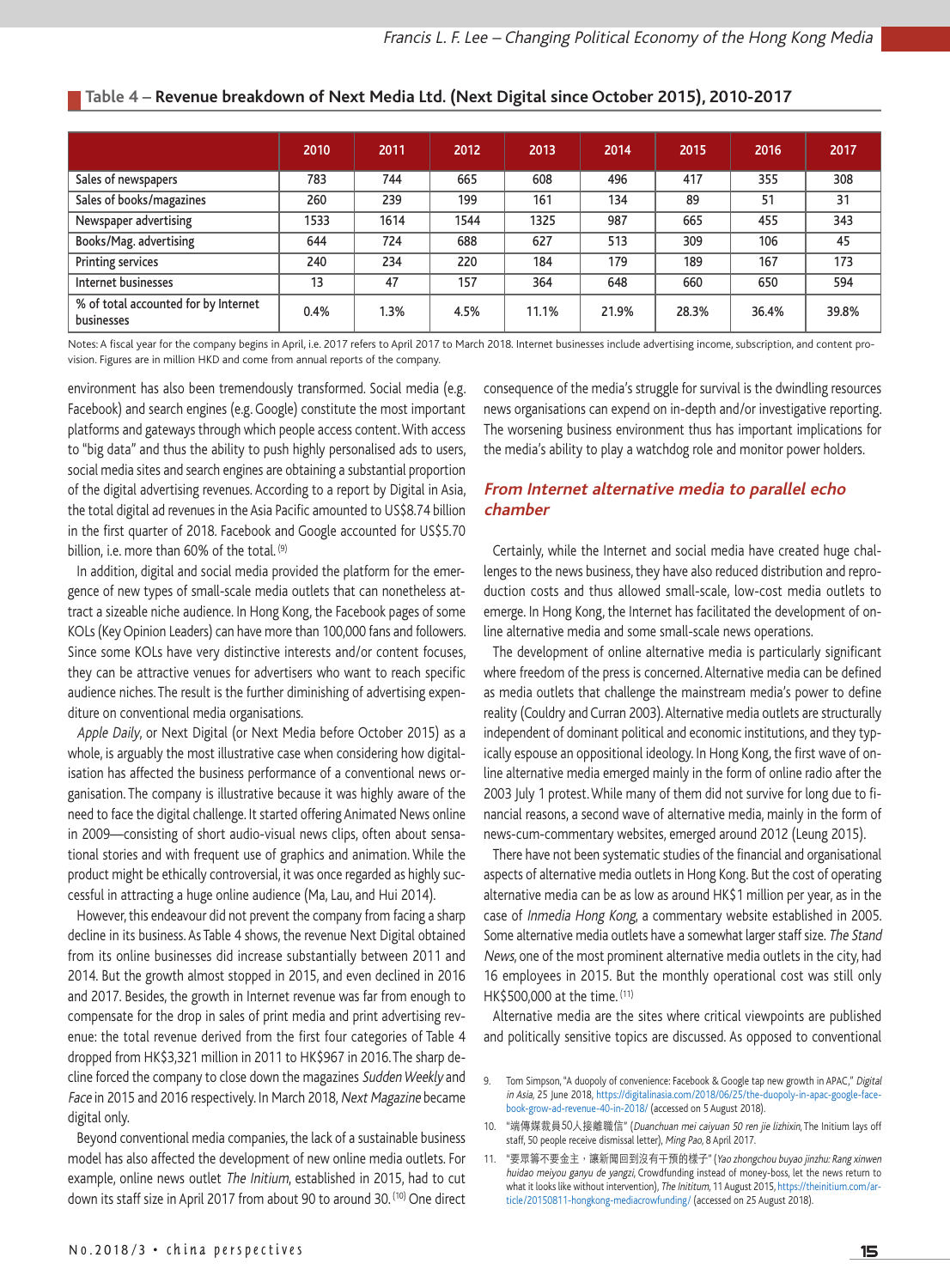**Table 4 – Revenue breakdown of Next Media Ltd. (Next Digital since October 2015), 2010-2017**

| | 2010 | 2011 | 2012 | 2013 | 2014 | 2015 | 2016 | 2017 |
|---|---|---|---|---|---|---|---|---|
| Sales of newspapers | 783 | 744 | 665 | 608 | 496 | 417 | 355 | 308 |
| Sales of books/magazines | 260 | 239 | 199 | 161 | 134 | 89 | 51 | 31 |
| Newspaper advertising | 1533 | 1614 | 1544 | 1325 | 987 | 665 | 455 | 343 |
| Books/Mag. advertising | 644 | 724 | 688 | 627 | 513 | 309 | 106 | 45 |
| Printing services | 240 | 234 | 220 | 184 | 179 | 189 | 167 | 173 |
| Internet businesses | 13 | 47 | 157 | 364 | 648 | 660 | 650 | 594 |
| % of total accounted for by Internet businesses | 0.4% | 1.3% | 4.5% | 11.1% | 21.9% | 28.3% | 36.4% | 39.8% |

Notes: A fiscal year for the company begins in April, i.e. 2017 refers to April 2017 to March 2018. Internet businesses include advertising income, subscription, and content provision. Figures are in million HKD and come from annual reports of the company.

environment has also been tremendously transformed. Social media (e.g. Facebook) and search engines (e.g. Google) constitute the most important platforms and gateways through which people access content. With access to "big data" and thus the ability to push highly personalised ads to users, social media sites and search engines are obtaining a substantial proportion of the digital advertising revenues. According to a report by Digital in Asia, the total digital ad revenues in the Asia Pacific amounted to US$8.74 billion in the first quarter of 2018. Facebook and Google accounted for US$5.70 billion, i.e. more than 60% of the total.[9]

In addition, digital and social media provided the platform for the emergence of new types of small-scale media outlets that can nonetheless attract a sizeable niche audience. In Hong Kong, the Facebook pages of some KOLs (Key Opinion Leaders) can have more than 100,000 fans and followers. Since some KOLs have very distinctive interests and/or content focuses, they can be attractive venues for advertisers who want to reach specific audience niches. The result is the further diminishing of advertising expenditure on conventional media organisations.

*Apple Daily*, or Next Digital (or Next Media before October 2015) as a whole, is arguably the most illustrative case when considering how digitalisation has affected the business performance of a conventional news organisation. The company is illustrative because it was highly aware of the need to face the digital challenge. It started offering Animated News online in 2009—consisting of short audio-visual news clips, often about sensational stories and with frequent use of graphics and animation. While the product might be ethically controversial, it was once regarded as highly successful in attracting a huge online audience (Ma, Lau, and Hui 2014).

However, this endeavour did not prevent the company from facing a sharp decline in its business. As Table 4 shows, the revenue Next Digital obtained from its online businesses did increase substantially between 2011 and 2014. But the growth almost stopped in 2015, and even declined in 2016 and 2017. Besides, the growth in Internet revenue was far from enough to compensate for the drop in sales of print media and print advertising revenue: the total revenue derived from the first four categories of Table 4 dropped from HK$3,321 million in 2011 to HK$967 in 2016. The sharp decline forced the company to close down the magazines *Sudden Weekly* and *Face* in 2015 and 2016 respectively. In March 2018, *Next Magazine* became digital only.

Beyond conventional media companies, the lack of a sustainable business model has also affected the development of new online media outlets. For example, online news outlet *The Initium*, established in 2015, had to cut down its staff size in April 2017 from about 90 to around 30.[10] One direct consequence of the media's struggle for survival is the dwindling resources news organisations can expend on in-depth and/or investigative reporting. The worsening business environment thus has important implications for the media's ability to play a watchdog role and monitor power holders.

## From Internet alternative media to parallel echo chamber

Certainly, while the Internet and social media have created huge challenges to the news business, they have also reduced distribution and reproduction costs and thus allowed small-scale, low-cost media outlets to emerge. In Hong Kong, the Internet has facilitated the development of online alternative media and some small-scale news operations.

The development of online alternative media is particularly significant where freedom of the press is concerned. Alternative media can be defined as media outlets that challenge the mainstream media's power to define reality (Couldry and Curran 2003). Alternative media outlets are structurally independent of dominant political and economic institutions, and they typically espouse an oppositional ideology. In Hong Kong, the first wave of online alternative media emerged mainly in the form of online radio after the 2003 July 1 protest. While many of them did not survive for long due to financial reasons, a second wave of alternative media, mainly in the form of news-cum-commentary websites, emerged around 2012 (Leung 2015).

There have not been systematic studies of the financial and organisational aspects of alternative media outlets in Hong Kong. But the cost of operating alternative media can be as low as around HK$1 million per year, as in the case of *Inmedia Hong Kong*, a commentary website established in 2005. Some alternative media outlets have a somewhat larger staff size. *The Stand News*, one of the most prominent alternative media outlets in the city, had 16 employees in 2015. But the monthly operational cost was still only HK$500,000 at the time.[11]

Alternative media are the sites where critical viewpoints are published and politically sensitive topics are discussed. As opposed to conventional

9. Tom Simpson, "A duopoly of convenience: Facebook & Google tap new growth in APAC," *Digital in Asia*, 25 June 2018, https://digitalinasia.com/2018/06/25/the-duopoly-in-apac-google-facebook-grow-ad-revenue-40-in-2018/ (accessed on 5 August 2018).

10. "端傳媒裁員50人接離職信" (*Duanchuan mei caiyuan 50 ren jie lizhixin*, The Initium lays off staff, 50 people receive dismissal letter), *Ming Pao*, 8 April 2017.

11. "要眾籌不要金主，讓新聞回到沒有干預的樣子" (*Yao zhongchou buyao jinzhu: Rang xinwen huidao meiyou ganyu de yangzi*, Crowdfunding instead of money-boss, let the news return to what it looks like without intervention), *The Initium*, 11 August 2015, https://theinitium.com/article/20150811-hongkong-mediacrowfunding/ (accessed on 25 August 2018).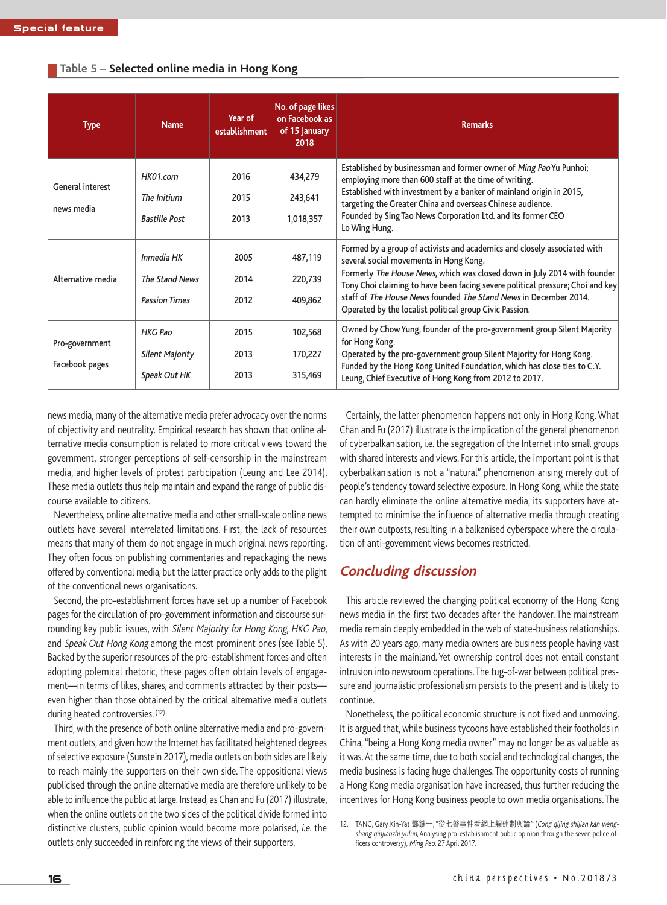### Table 5 – Selected online media in Hong Kong

| Type | Name | Year of establishment | No. of page likes on Facebook as of 15 January 2018 | Remarks |
|---|---|---|---|---|
| General interest news media | *HK01.com* | 2016 | 434,279 | Established by businessman and former owner of *Ming Pao* Yu Punhoi; employing more than 600 staff at the time of writing. |
| | *The Initium* | 2015 | 243,641 | Established with investment by a banker of mainland origin in 2015, targeting the Greater China and overseas Chinese audience. |
| | *Bastille Post* | 2013 | 1,018,357 | Founded by Sing Tao News Corporation Ltd. and its former CEO Lo Wing Hung. |
| Alternative media | *Inmedia HK* | 2005 | 487,119 | Formed by a group of activists and academics and closely associated with several social movements in Hong Kong. |
| | *The Stand News* | 2014 | 220,739 | Formerly *The House News*, which was closed down in July 2014 with founder Tony Choi claiming to have been facing severe political pressure; Choi and key staff of *The House News* founded *The Stand News* in December 2014. |
| | *Passion Times* | 2012 | 409,862 | Operated by the localist political group Civic Passion. |
| Pro-government Facebook pages | *HKG Pao* | 2015 | 102,568 | Owned by Chow Yung, founder of the pro-government group Silent Majority for Hong Kong. |
| | *Silent Majority* | 2013 | 170,227 | Operated by the pro-government group Silent Majority for Hong Kong. |
| | *Speak Out HK* | 2013 | 315,469 | Funded by the Hong Kong United Foundation, which has close ties to C.Y. Leung, Chief Executive of Hong Kong from 2012 to 2017. |

news media, many of the alternative media prefer advocacy over the norms of objectivity and neutrality. Empirical research has shown that online alternative media consumption is related to more critical views toward the government, stronger perceptions of self-censorship in the mainstream media, and higher levels of protest participation (Leung and Lee 2014). These media outlets thus help maintain and expand the range of public discourse available to citizens.

Nevertheless, online alternative media and other small-scale online news outlets have several interrelated limitations. First, the lack of resources means that many of them do not engage in much original news reporting. They often focus on publishing commentaries and repackaging the news offered by conventional media, but the latter practice only adds to the plight of the conventional news organisations.

Second, the pro-establishment forces have set up a number of Facebook pages for the circulation of pro-government information and discourse surrounding key public issues, with *Silent Majority for Hong Kong*, *HKG Pao*, and *Speak Out Hong Kong* among the most prominent ones (see Table 5). Backed by the superior resources of the pro-establishment forces and often adopting polemical rhetoric, these pages often obtain levels of engagement—in terms of likes, shares, and comments attracted by their posts—even higher than those obtained by the critical alternative media outlets during heated controversies.[12]

Third, with the presence of both online alternative media and pro-government outlets, and given how the Internet has facilitated heightened degrees of selective exposure (Sunstein 2017), media outlets on both sides are likely to reach mainly the supporters on their own side. The oppositional views publicised through the online alternative media are therefore unlikely to be able to influence the public at large. Instead, as Chan and Fu (2017) illustrate, when the online outlets on the two sides of the political divide formed into distinctive clusters, public opinion would become more polarised, *i.e.* the outlets only succeeded in reinforcing the views of their supporters.

Certainly, the latter phenomenon happens not only in Hong Kong. What Chan and Fu (2017) illustrate is the implication of the general phenomenon of cyberbalkanisation, i.e. the segregation of the Internet into small groups with shared interests and views. For this article, the important point is that cyberbalkanisation is not a "natural" phenomenon arising merely out of people's tendency toward selective exposure. In Hong Kong, while the state can hardly eliminate the online alternative media, its supporters have attempted to minimise the influence of alternative media through creating their own outposts, resulting in a balkanised cyberspace where the circulation of anti-government views becomes restricted.

## Concluding discussion

This article reviewed the changing political economy of the Hong Kong news media in the first two decades after the handover. The mainstream media remain deeply embedded in the web of state-business relationships. As with 20 years ago, many media owners are business people having vast interests in the mainland. Yet ownership control does not entail constant intrusion into newsroom operations. The tug-of-war between political pressure and journalistic professionalism persists to the present and is likely to continue.

Nonetheless, the political economic structure is not fixed and unmoving. It is argued that, while business tycoons have established their footholds in China, "being a Hong Kong media owner" may no longer be as valuable as it was. At the same time, due to both social and technological changes, the media business is facing huge challenges. The opportunity costs of running a Hong Kong media organisation have increased, thus further reducing the incentives for Hong Kong business people to own media organisations. The

12. TANG, Gary Kin-Yat 鄧鍵一, "從七警事件看網上親建制輿論" (*Cong qijing shijian kan wangshang qinjianzhi yulun*, Analysing pro-establishment public opinion through the seven police officers controversy), *Ming Pao*, 27 April 2017.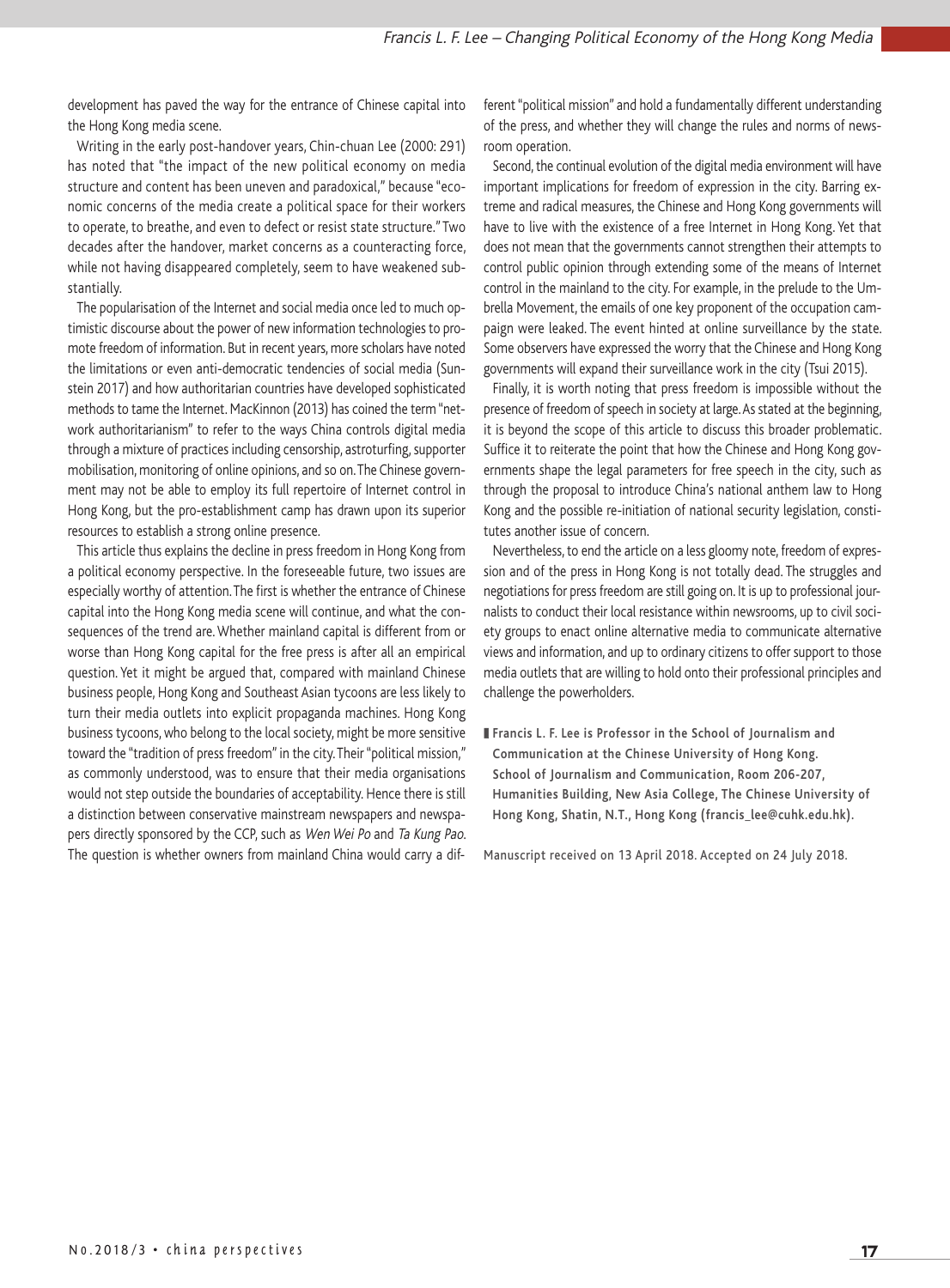development has paved the way for the entrance of Chinese capital into the Hong Kong media scene.

Writing in the early post-handover years, Chin-chuan Lee (2000: 291) has noted that "the impact of the new political economy on media structure and content has been uneven and paradoxical," because "economic concerns of the media create a political space for their workers to operate, to breathe, and even to defect or resist state structure." Two decades after the handover, market concerns as a counteracting force, while not having disappeared completely, seem to have weakened substantially.

The popularisation of the Internet and social media once led to much optimistic discourse about the power of new information technologies to promote freedom of information. But in recent years, more scholars have noted the limitations or even anti-democratic tendencies of social media (Sunstein 2017) and how authoritarian countries have developed sophisticated methods to tame the Internet. MacKinnon (2013) has coined the term "network authoritarianism" to refer to the ways China controls digital media through a mixture of practices including censorship, astroturfing, supporter mobilisation, monitoring of online opinions, and so on. The Chinese government may not be able to employ its full repertoire of Internet control in Hong Kong, but the pro-establishment camp has drawn upon its superior resources to establish a strong online presence.

This article thus explains the decline in press freedom in Hong Kong from a political economy perspective. In the foreseeable future, two issues are especially worthy of attention. The first is whether the entrance of Chinese capital into the Hong Kong media scene will continue, and what the consequences of the trend are. Whether mainland capital is different from or worse than Hong Kong capital for the free press is after all an empirical question. Yet it might be argued that, compared with mainland Chinese business people, Hong Kong and Southeast Asian tycoons are less likely to turn their media outlets into explicit propaganda machines. Hong Kong business tycoons, who belong to the local society, might be more sensitive toward the "tradition of press freedom" in the city. Their "political mission," as commonly understood, was to ensure that their media organisations would not step outside the boundaries of acceptability. Hence there is still a distinction between conservative mainstream newspapers and newspapers directly sponsored by the CCP, such as *Wen Wei Po* and *Ta Kung Pao*. The question is whether owners from mainland China would carry a different "political mission" and hold a fundamentally different understanding of the press, and whether they will change the rules and norms of newsroom operation.

Second, the continual evolution of the digital media environment will have important implications for freedom of expression in the city. Barring extreme and radical measures, the Chinese and Hong Kong governments will have to live with the existence of a free Internet in Hong Kong. Yet that does not mean that the governments cannot strengthen their attempts to control public opinion through extending some of the means of Internet control in the mainland to the city. For example, in the prelude to the Umbrella Movement, the emails of one key proponent of the occupation campaign were leaked. The event hinted at online surveillance by the state. Some observers have expressed the worry that the Chinese and Hong Kong governments will expand their surveillance work in the city (Tsui 2015).

Finally, it is worth noting that press freedom is impossible without the presence of freedom of speech in society at large. As stated at the beginning, it is beyond the scope of this article to discuss this broader problematic. Suffice it to reiterate the point that how the Chinese and Hong Kong governments shape the legal parameters for free speech in the city, such as through the proposal to introduce China's national anthem law to Hong Kong and the possible re-initiation of national security legislation, constitutes another issue of concern.

Nevertheless, to end the article on a less gloomy note, freedom of expression and of the press in Hong Kong is not totally dead. The struggles and negotiations for press freedom are still going on. It is up to professional journalists to conduct their local resistance within newsrooms, up to civil society groups to enact online alternative media to communicate alternative views and information, and up to ordinary citizens to offer support to those media outlets that are willing to hold onto their professional principles and challenge the powerholders.

**Francis L. F. Lee is Professor in the School of Journalism and Communication at the Chinese University of Hong Kong. School of Journalism and Communication, Room 206-207, Humanities Building, New Asia College, The Chinese University of Hong Kong, Shatin, N.T., Hong Kong (francis_lee@cuhk.edu.hk).**

Manuscript received on 13 April 2018. Accepted on 24 July 2018.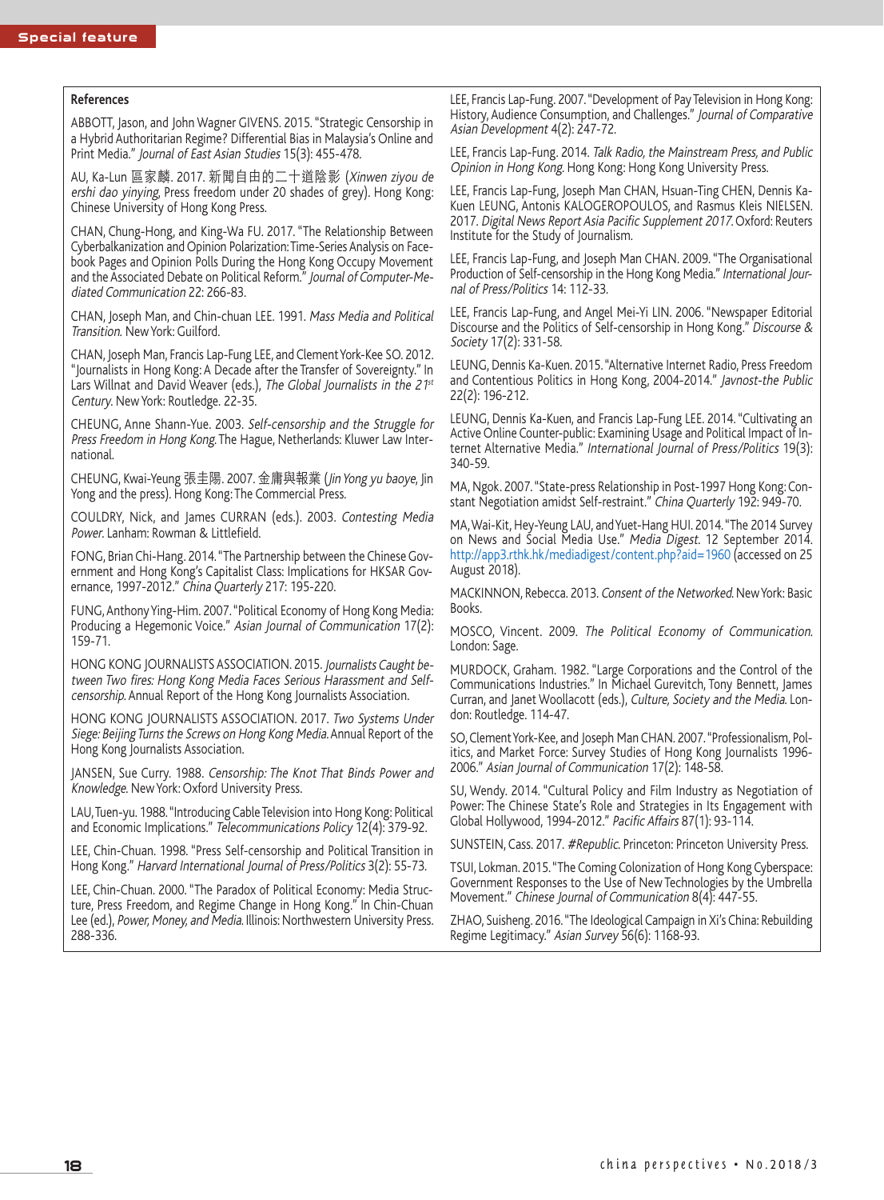## References

ABBOTT, Jason, and John Wagner GIVENS. 2015. "Strategic Censorship in a Hybrid Authoritarian Regime? Differential Bias in Malaysia's Online and Print Media." *Journal of East Asian Studies* 15(3): 455-478.

AU, Ka-Lun 區家麟. 2017. 新聞自由的二十道陰影 (*Xinwen ziyou de ershi dao yinying*, Press freedom under 20 shades of grey). Hong Kong: Chinese University of Hong Kong Press.

CHAN, Chung-Hong, and King-Wa FU. 2017. "The Relationship Between Cyberbalkanization and Opinion Polarization: Time-Series Analysis on Facebook Pages and Opinion Polls During the Hong Kong Occupy Movement and the Associated Debate on Political Reform." *Journal of Computer-Mediated Communication* 22: 266-83.

CHAN, Joseph Man, and Chin-chuan LEE. 1991. *Mass Media and Political Transition*. New York: Guilford.

CHAN, Joseph Man, Francis Lap-Fung LEE, and Clement York-Kee SO. 2012. "Journalists in Hong Kong: A Decade after the Transfer of Sovereignty." In Lars Willnat and David Weaver (eds.), *The Global Journalists in the 21st Century*. New York: Routledge. 22-35.

CHEUNG, Anne Shann-Yue. 2003. *Self-censorship and the Struggle for Press Freedom in Hong Kong*. The Hague, Netherlands: Kluwer Law International.

CHEUNG, Kwai-Yeung 張圭陽. 2007. 金庸與報業 (*Jin Yong yu baoye*, Jin Yong and the press). Hong Kong: The Commercial Press.

COULDRY, Nick, and James CURRAN (eds.). 2003. *Contesting Media Power*. Lanham: Rowman & Littlefield.

FONG, Brian Chi-Hang. 2014. "The Partnership between the Chinese Government and Hong Kong's Capitalist Class: Implications for HKSAR Governance, 1997-2012." *China Quarterly* 217: 195-220.

FUNG, Anthony Ying-Him. 2007. "Political Economy of Hong Kong Media: Producing a Hegemonic Voice." *Asian Journal of Communication* 17(2): 159-71.

HONG KONG JOURNALISTS ASSOCIATION. 2015. *Journalists Caught between Two fires: Hong Kong Media Faces Serious Harassment and Self-censorship*. Annual Report of the Hong Kong Journalists Association.

HONG KONG JOURNALISTS ASSOCIATION. 2017. *Two Systems Under Siege: Beijing Turns the Screws on Hong Kong Media*. Annual Report of the Hong Kong Journalists Association.

JANSEN, Sue Curry. 1988. *Censorship: The Knot That Binds Power and Knowledge*. New York: Oxford University Press.

LAU, Tuen-yu. 1988. "Introducing Cable Television into Hong Kong: Political and Economic Implications." *Telecommunications Policy* 12(4): 379-92.

LEE, Chin-Chuan. 1998. "Press Self-censorship and Political Transition in Hong Kong." *Harvard International Journal of Press/Politics* 3(2): 55-73.

LEE, Chin-Chuan. 2000. "The Paradox of Political Economy: Media Structure, Press Freedom, and Regime Change in Hong Kong." In Chin-Chuan Lee (ed.), *Power, Money, and Media*. Illinois: Northwestern University Press. 288-336.

LEE, Francis Lap-Fung. 2007. "Development of Pay Television in Hong Kong: History, Audience Consumption, and Challenges." *Journal of Comparative Asian Development* 4(2): 247-72.

LEE, Francis Lap-Fung. 2014. *Talk Radio, the Mainstream Press, and Public Opinion in Hong Kong*. Hong Kong: Hong Kong University Press.

LEE, Francis Lap-Fung, Joseph Man CHAN, Hsuan-Ting CHEN, Dennis Ka-Kuen LEUNG, Antonis KALOGEROPOULOS, and Rasmus Kleis NIELSEN. 2017. *Digital News Report Asia Pacific Supplement 2017*. Oxford: Reuters Institute for the Study of Journalism.

LEE, Francis Lap-Fung, and Joseph Man CHAN. 2009. "The Organisational Production of Self-censorship in the Hong Kong Media." *International Journal of Press/Politics* 14: 112-33.

LEE, Francis Lap-Fung, and Angel Mei-Yi LIN. 2006. "Newspaper Editorial Discourse and the Politics of Self-censorship in Hong Kong." *Discourse & Society* 17(2): 331-58.

LEUNG, Dennis Ka-Kuen. 2015. "Alternative Internet Radio, Press Freedom and Contentious Politics in Hong Kong, 2004-2014." *Javnost-the Public* 22(2): 196-212.

LEUNG, Dennis Ka-Kuen, and Francis Lap-Fung LEE. 2014. "Cultivating an Active Online Counter-public: Examining Usage and Political Impact of Internet Alternative Media." *International Journal of Press/Politics* 19(3): 340-59.

MA, Ngok. 2007. "State-press Relationship in Post-1997 Hong Kong: Constant Negotiation amidst Self-restraint." *China Quarterly* 192: 949-70.

MA, Wai-Kit, Hey-Yeung LAU, and Yuet-Hang HUI. 2014. "The 2014 Survey on News and Social Media Use." *Media Digest*. 12 September 2014. http://app3.rthk.hk/mediadigest/content.php?aid=1960 (accessed on 25 August 2018).

MACKINNON, Rebecca. 2013. *Consent of the Networked*. New York: Basic Books.

MOSCO, Vincent. 2009. *The Political Economy of Communication*. London: Sage.

MURDOCK, Graham. 1982. "Large Corporations and the Control of the Communications Industries." In Michael Gurevitch, Tony Bennett, James Curran, and Janet Woollacott (eds.), *Culture, Society and the Media*. London: Routledge. 114-47.

SO, Clement York-Kee, and Joseph Man CHAN. 2007. "Professionalism, Politics, and Market Force: Survey Studies of Hong Kong Journalists 1996-2006." *Asian Journal of Communication* 17(2): 148-58.

SU, Wendy. 2014. "Cultural Policy and Film Industry as Negotiation of Power: The Chinese State's Role and Strategies in Its Engagement with Global Hollywood, 1994-2012." *Pacific Affairs* 87(1): 93-114.

SUNSTEIN, Cass. 2017. *#Republic*. Princeton: Princeton University Press.

TSUI, Lokman. 2015. "The Coming Colonization of Hong Kong Cyberspace: Government Responses to the Use of New Technologies by the Umbrella Movement." *Chinese Journal of Communication* 8(4): 447-55.

ZHAO, Suisheng. 2016. "The Ideological Campaign in Xi's China: Rebuilding Regime Legitimacy." *Asian Survey* 56(6): 1168-93.